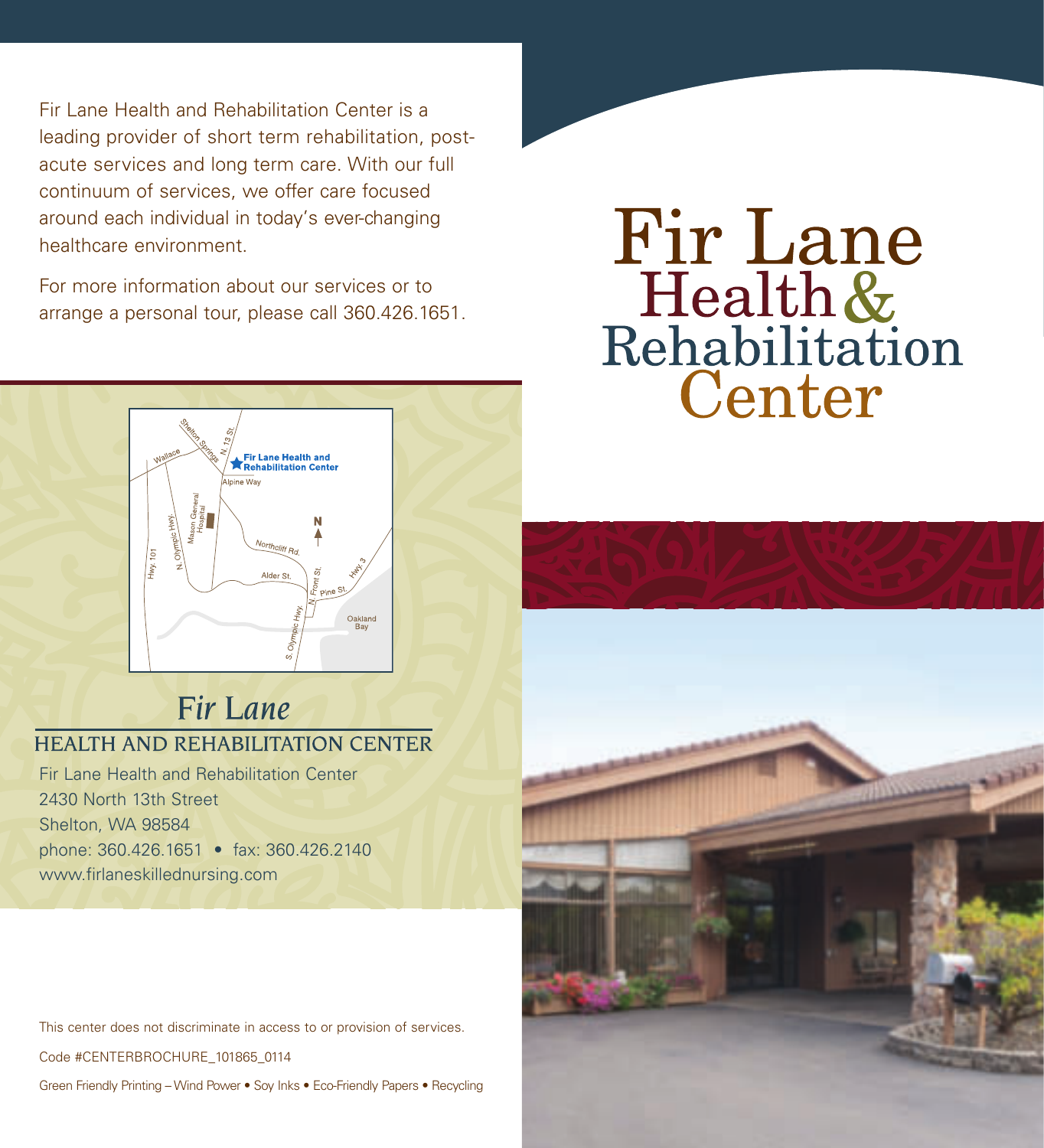# Fir Lane Health & Rehabilitation Center

Fir Lane Health and Rehabilitation Center is a leading provider of short term rehabilitation, post-acute services and long term care. With our full continuum of services, we offer care focused around each individual in today's ever-changing healthcare environment.

For more information about our services or to arrange a personal tour, please call 360.426.1651.

## *Fir Lane*

### HEALTH AND REHABILITATION CENTER

Fir Lane Health and Rehabilitation Center
2430 North 13th Street
Shelton, WA 98584
phone: 360.426.1651 • fax: 360.426.2140
www.firlaneskillednursing.com

This center does not discriminate in access to or provision of services.

Code #CENTERBROCHURE_101865_0114

Green Friendly Printing – Wind Power • Soy Inks • Eco-Friendly Papers • Recycling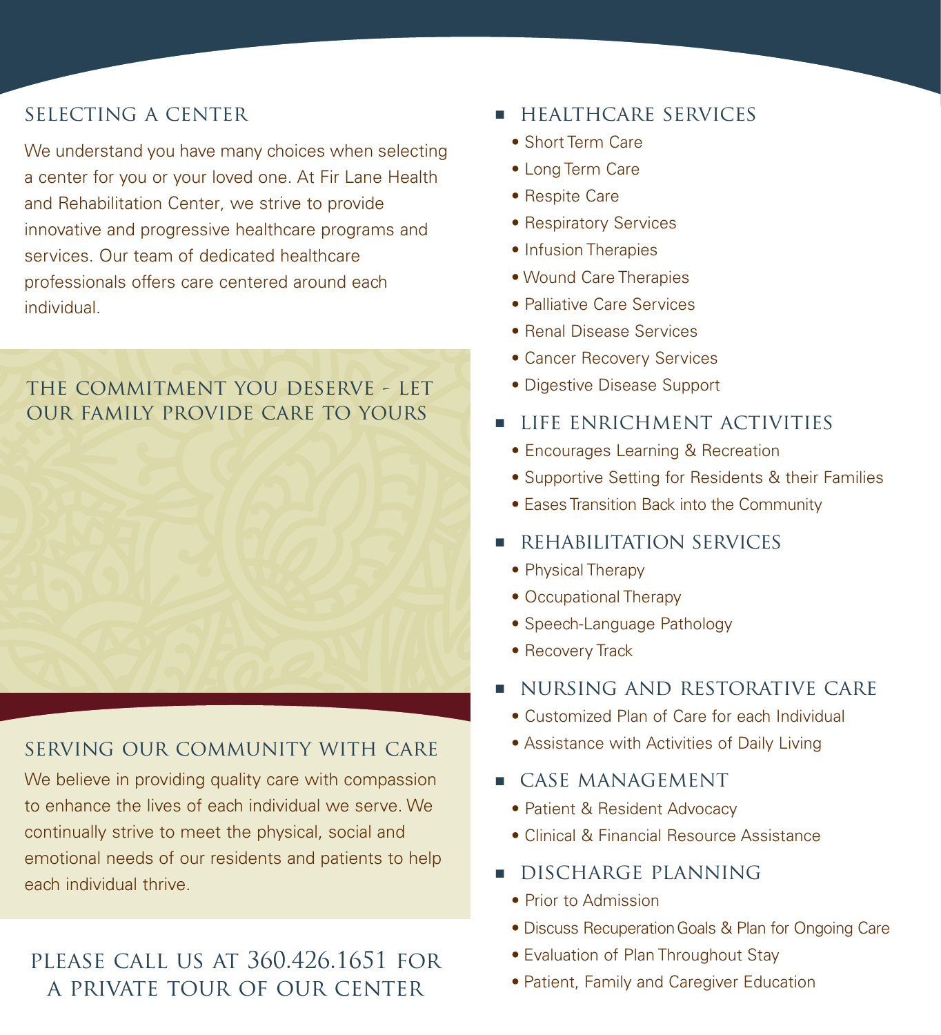## SELECTING A CENTER

We understand you have many choices when selecting a center for you or your loved one. At Fir Lane Health and Rehabilitation Center, we strive to provide innovative and progressive healthcare programs and services. Our team of dedicated healthcare professionals offers care centered around each individual.

## THE COMMITMENT YOU DESERVE - LET OUR FAMILY PROVIDE CARE TO YOURS

## SERVING OUR COMMUNITY WITH CARE

We believe in providing quality care with compassion to enhance the lives of each individual we serve. We continually strive to meet the physical, social and emotional needs of our residents and patients to help each individual thrive.

## PLEASE CALL US AT 360.426.1651 FOR A PRIVATE TOUR OF OUR CENTER

## HEALTHCARE SERVICES

- Short Term Care
- Long Term Care
- Respite Care
- Respiratory Services
- Infusion Therapies
- Wound Care Therapies
- Palliative Care Services
- Renal Disease Services
- Cancer Recovery Services
- Digestive Disease Support

## LIFE ENRICHMENT ACTIVITIES

- Encourages Learning & Recreation
- Supportive Setting for Residents & their Families
- Eases Transition Back into the Community

## REHABILITATION SERVICES

- Physical Therapy
- Occupational Therapy
- Speech-Language Pathology
- Recovery Track

## NURSING AND RESTORATIVE CARE

- Customized Plan of Care for each Individual
- Assistance with Activities of Daily Living

## CASE MANAGEMENT

- Patient & Resident Advocacy
- Clinical & Financial Resource Assistance

## DISCHARGE PLANNING

- Prior to Admission
- Discuss Recuperation Goals & Plan for Ongoing Care
- Evaluation of Plan Throughout Stay
- Patient, Family and Caregiver Education